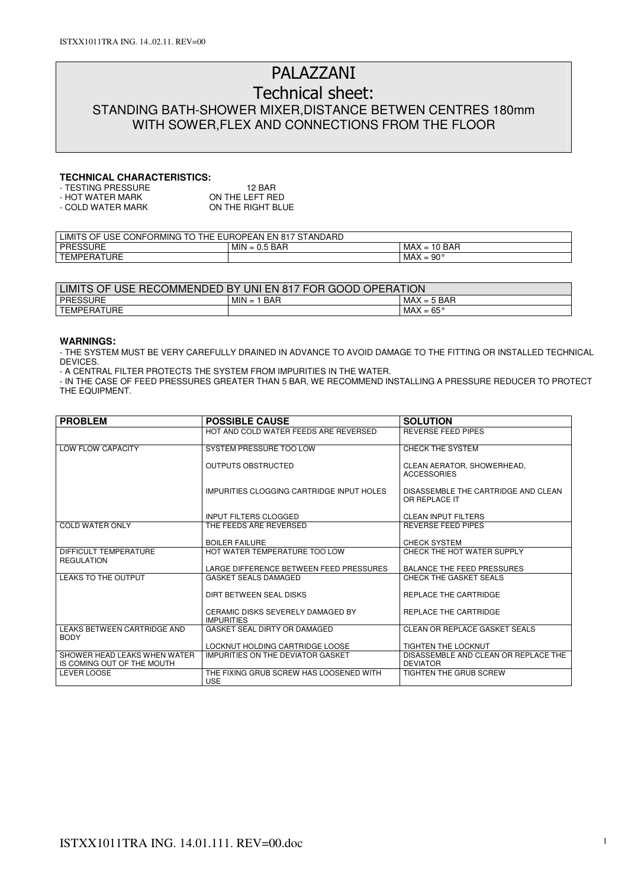# PALAZZANI

## Technical sheet:

### STANDING BATH-SHOWER MIXER,DISTANCE BETWEN CENTRES 180mm WITH SOWER,FLEX AND CONNECTIONS FROM THE FLOOR

**TECHNICAL CHARACTERISTICS:**

- TESTING PRESSURE 12 BAR
- HOT WATER MARK ON THE LEFT RED
- COLD WATER MARK ON THE RIGHT BLUE

| LIMITS OF USE CONFORMING TO THE EUROPEAN EN 817 STANDARD | | |
|---|---|---|
| PRESSURE | MIN = 0.5 BAR | MAX = 10 BAR |
| TEMPERATURE | | MAX = 90° |

| LIMITS OF USE RECOMMENDED BY UNI EN 817 FOR GOOD OPERATION | | |
|---|---|---|
| PRESSURE | MIN = 1 BAR | MAX = 5 BAR |
| TEMPERATURE | | MAX = 65° |

**WARNINGS:**

- THE SYSTEM MUST BE VERY CAREFULLY DRAINED IN ADVANCE TO AVOID DAMAGE TO THE FITTING OR INSTALLED TECHNICAL DEVICES.
- A CENTRAL FILTER PROTECTS THE SYSTEM FROM IMPURITIES IN THE WATER.
- IN THE CASE OF FEED PRESSURES GREATER THAN 5 BAR, WE RECOMMEND INSTALLING A PRESSURE REDUCER TO PROTECT THE EQUIPMENT.

| PROBLEM | POSSIBLE CAUSE | SOLUTION |
|---|---|---|
| | HOT AND COLD WATER FEEDS ARE REVERSED | REVERSE FEED PIPES |
| LOW FLOW CAPACITY | SYSTEM PRESSURE TOO LOW | CHECK THE SYSTEM |
| | OUTPUTS OBSTRUCTED | CLEAN AERATOR, SHOWERHEAD, ACCESSORIES |
| | IMPURITIES CLOGGING CARTRIDGE INPUT HOLES | DISASSEMBLE THE CARTRIDGE AND CLEAN OR REPLACE IT |
| | INPUT FILTERS CLOGGED | CLEAN INPUT FILTERS |
| COLD WATER ONLY | THE FEEDS ARE REVERSED | REVERSE FEED PIPES |
| | BOILER FAILURE | CHECK SYSTEM |
| DIFFICULT TEMPERATURE REGULATION | HOT WATER TEMPERATURE TOO LOW | CHECK THE HOT WATER SUPPLY |
| | LARGE DIFFERENCE BETWEEN FEED PRESSURES | BALANCE THE FEED PRESSURES |
| LEAKS TO THE OUTPUT | GASKET SEALS DAMAGED | CHECK THE GASKET SEALS |
| | DIRT BETWEEN SEAL DISKS | REPLACE THE CARTRIDGE |
| | CERAMIC DISKS SEVERELY DAMAGED BY IMPURITIES | REPLACE THE CARTRIDGE |
| LEAKS BETWEEN CARTRIDGE AND BODY | GASKET SEAL DIRTY OR DAMAGED | CLEAN OR REPLACE GASKET SEALS |
| | LOCKNUT HOLDING CARTRIDGE LOOSE | TIGHTEN THE LOCKNUT |
| SHOWER HEAD LEAKS WHEN WATER IS COMING OUT OF THE MOUTH | IMPURITIES ON THE DEVIATOR GASKET | DISASSEMBLE AND CLEAN OR REPLACE THE DEVIATOR |
| LEVER LOOSE | THE FIXING GRUB SCREW HAS LOOSENED WITH USE | TIGHTEN THE GRUB SCREW |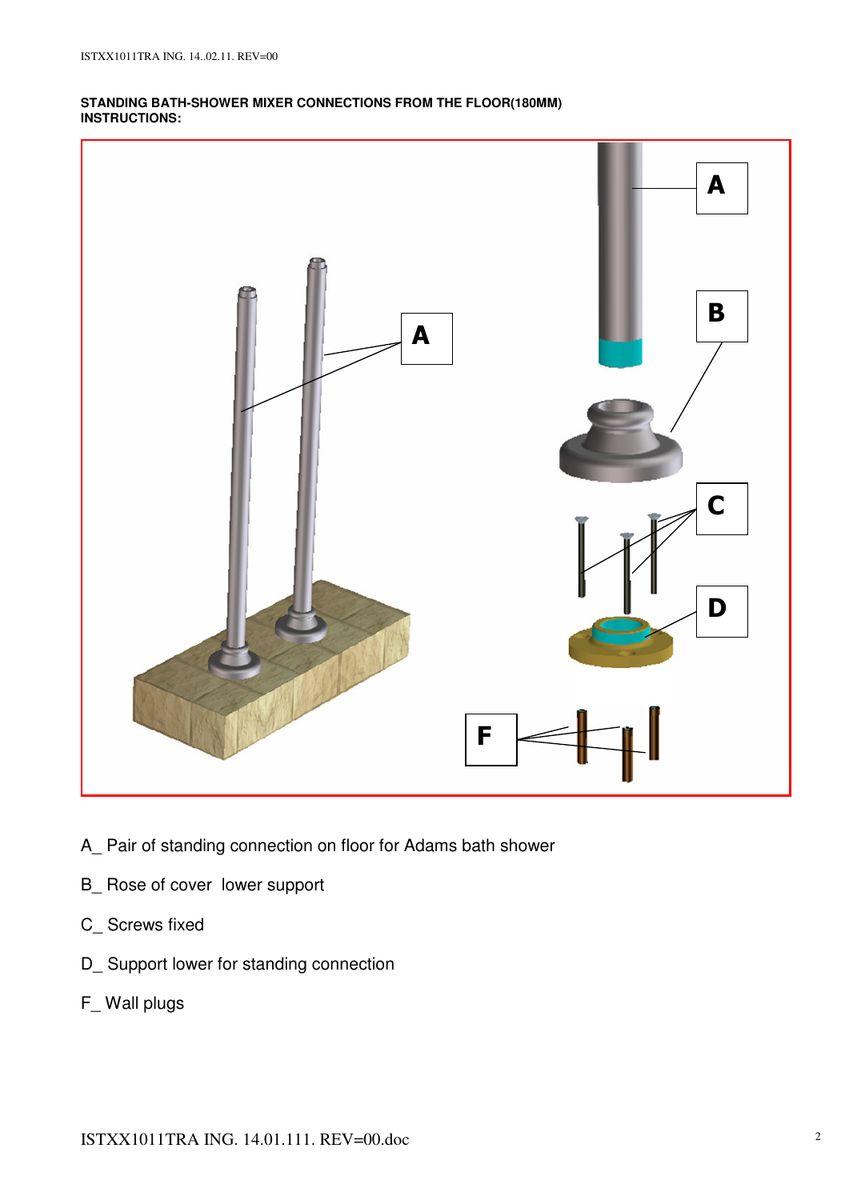**STANDING BATH-SHOWER MIXER CONNECTIONS FROM THE FLOOR(180MM)**
**INSTRUCTIONS:**

A_ Pair of standing connection on floor for Adams bath shower

B_ Rose of cover lower support

C_ Screws fixed

D_ Support lower for standing connection

F_ Wall plugs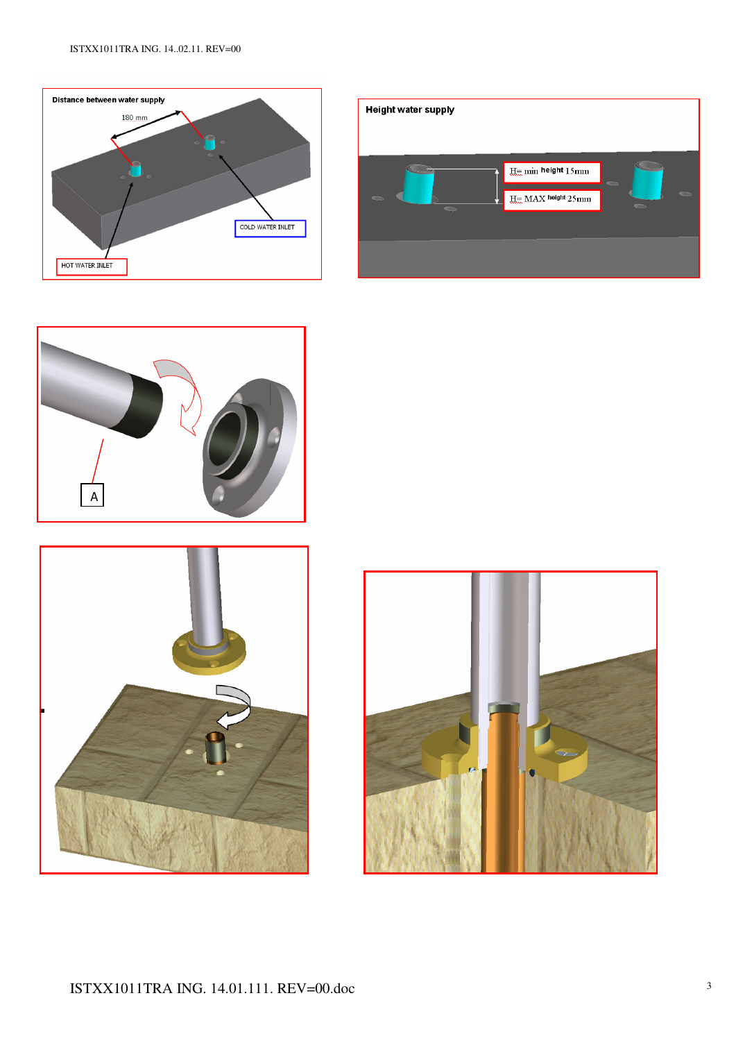Distance between water supply

180 mm

HOT WATER INLET

COLD WATER INLET

Height water supply

H= min height 15mm

H= MAX height 25mm

A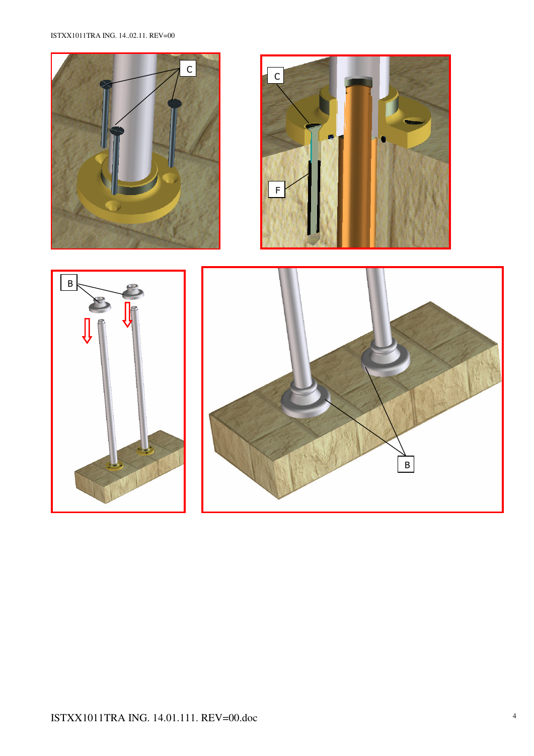C

C

F

B

B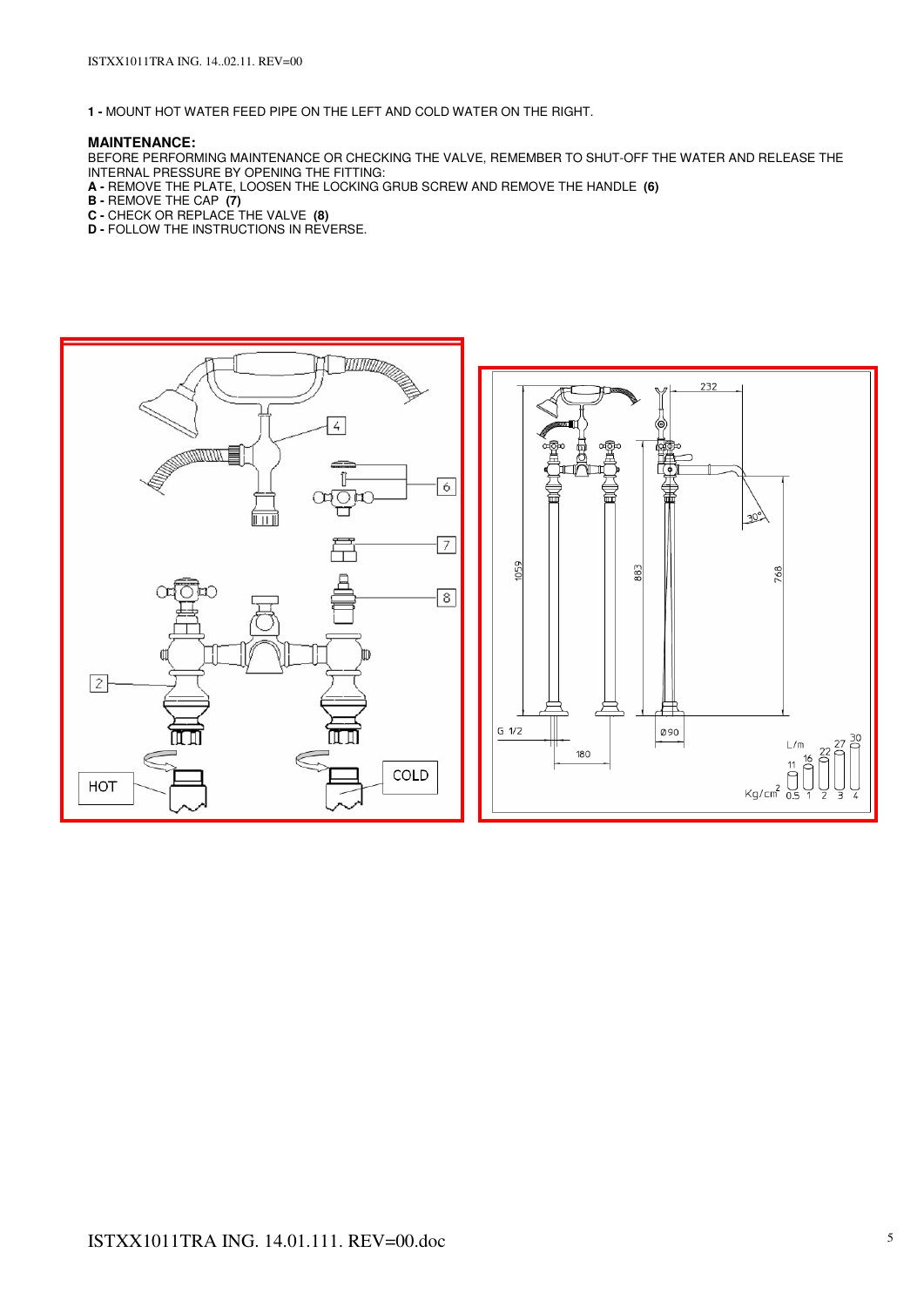**1 -** MOUNT HOT WATER FEED PIPE ON THE LEFT AND COLD WATER ON THE RIGHT.

**MAINTENANCE:**

BEFORE PERFORMING MAINTENANCE OR CHECKING THE VALVE, REMEMBER TO SHUT-OFF THE WATER AND RELEASE THE INTERNAL PRESSURE BY OPENING THE FITTING:

**A -** REMOVE THE PLATE, LOOSEN THE LOCKING GRUB SCREW AND REMOVE THE HANDLE **(6)**

**B -** REMOVE THE CAP **(7)**

**C -** CHECK OR REPLACE THE VALVE **(8)**

**D -** FOLLOW THE INSTRUCTIONS IN REVERSE.

4

6

7

8

2

HOT

COLD

232

1059

883

768

30°

G 1/2

Ø90

180

L/m

11 16 22 27 30

Kg/cm²

0.5 1 2 3 4